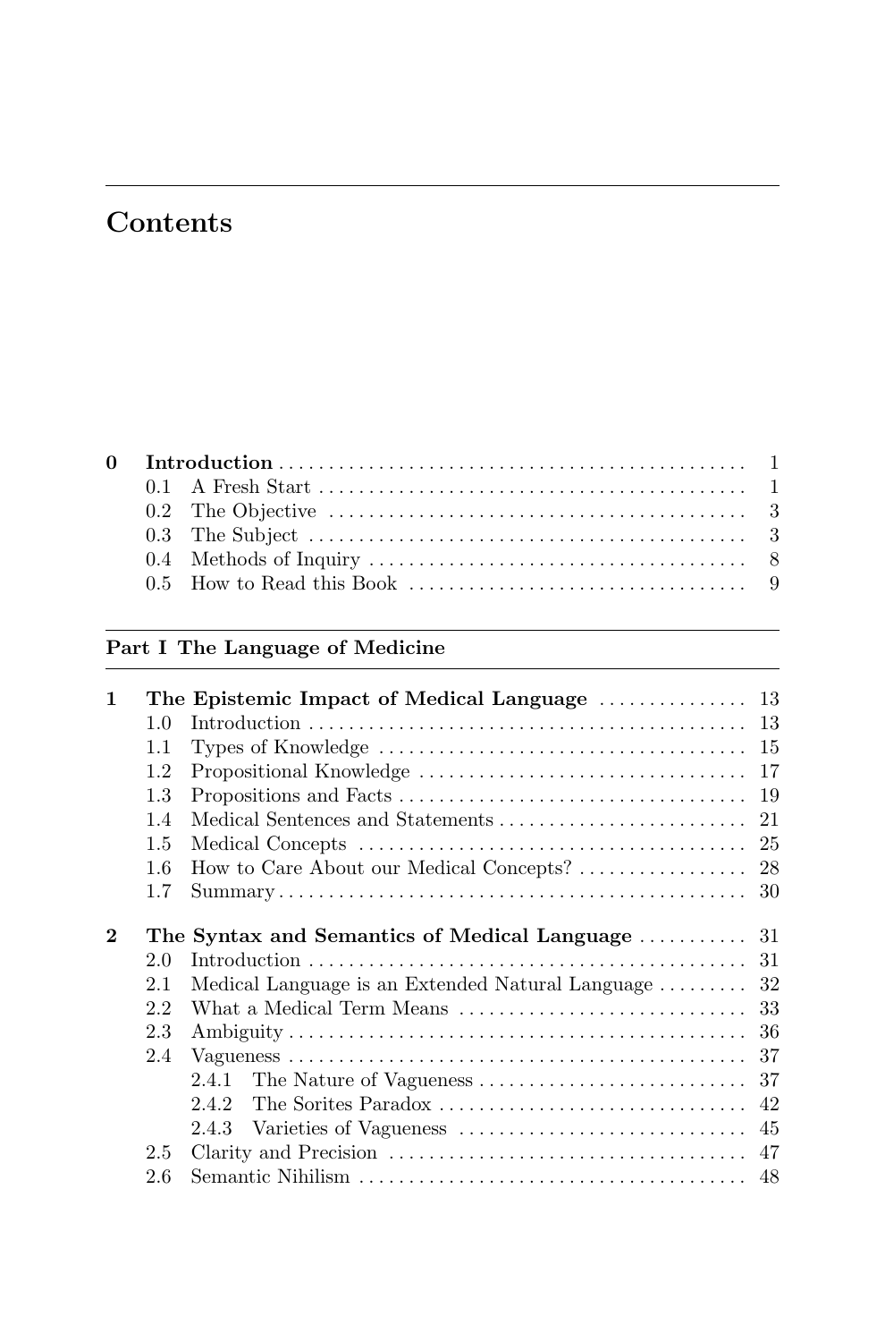# Contents

**0 Introduction** ... 1
- 0.1 A Fresh Start ... 1
- 0.2 The Objective ... 3
- 0.3 The Subject ... 3
- 0.4 Methods of Inquiry ... 8
- 0.5 How to Read this Book ... 9

## Part I The Language of Medicine

**1 The Epistemic Impact of Medical Language** ... 13
- 1.0 Introduction ... 13
- 1.1 Types of Knowledge ... 15
- 1.2 Propositional Knowledge ... 17
- 1.3 Propositions and Facts ... 19
- 1.4 Medical Sentences and Statements ... 21
- 1.5 Medical Concepts ... 25
- 1.6 How to Care About our Medical Concepts? ... 28
- 1.7 Summary ... 30

**2 The Syntax and Semantics of Medical Language** ... 31
- 2.0 Introduction ... 31
- 2.1 Medical Language is an Extended Natural Language ... 32
- 2.2 What a Medical Term Means ... 33
- 2.3 Ambiguity ... 36
- 2.4 Vagueness ... 37
  - 2.4.1 The Nature of Vagueness ... 37
  - 2.4.2 The Sorites Paradox ... 42
  - 2.4.3 Varieties of Vagueness ... 45
- 2.5 Clarity and Precision ... 47
- 2.6 Semantic Nihilism ... 48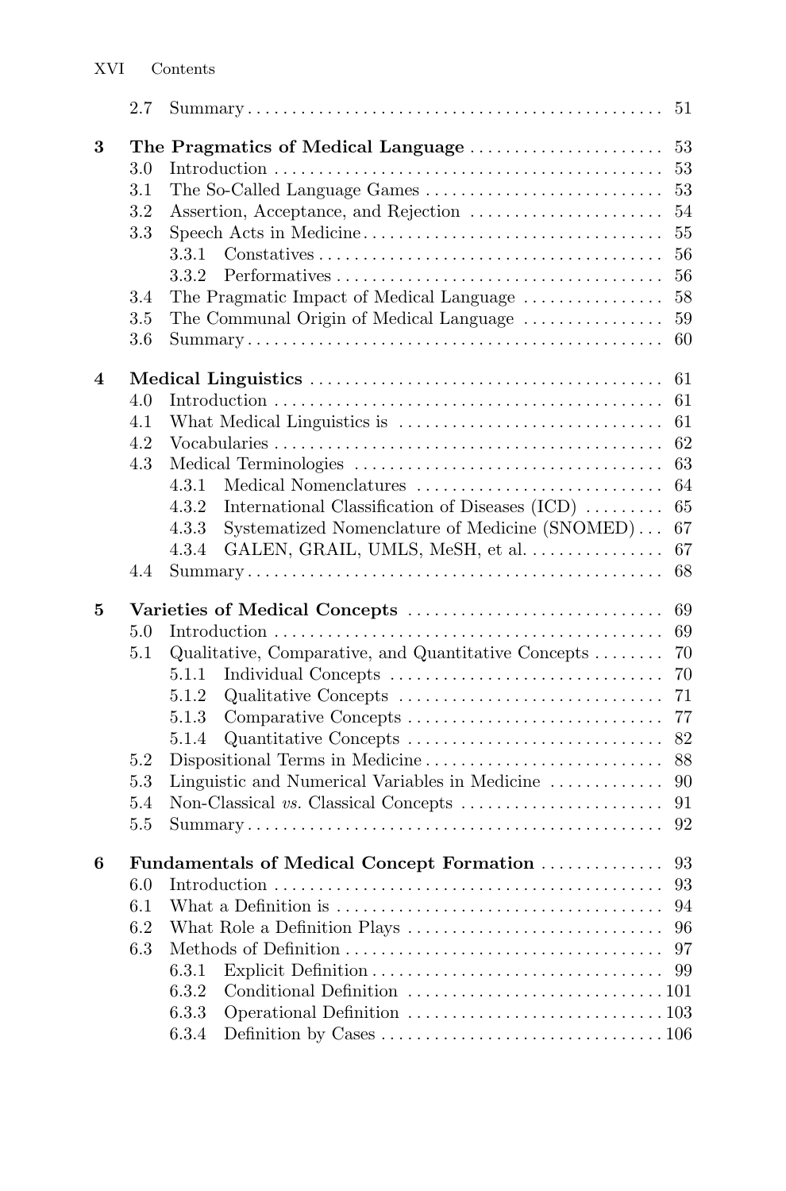2.7 Summary ... 51

**3 The Pragmatics of Medical Language** ... 53

3.0 Introduction ... 53
3.1 The So-Called Language Games ... 53
3.2 Assertion, Acceptance, and Rejection ... 54
3.3 Speech Acts in Medicine ... 55
  3.3.1 Constatives ... 56
  3.3.2 Performatives ... 56
3.4 The Pragmatic Impact of Medical Language ... 58
3.5 The Communal Origin of Medical Language ... 59
3.6 Summary ... 60

**4 Medical Linguistics** ... 61

4.0 Introduction ... 61
4.1 What Medical Linguistics is ... 61
4.2 Vocabularies ... 62
4.3 Medical Terminologies ... 63
  4.3.1 Medical Nomenclatures ... 64
  4.3.2 International Classification of Diseases (ICD) ... 65
  4.3.3 Systematized Nomenclature of Medicine (SNOMED) ... 67
  4.3.4 GALEN, GRAIL, UMLS, MeSH, et al. ... 67
4.4 Summary ... 68

**5 Varieties of Medical Concepts** ... 69

5.0 Introduction ... 69
5.1 Qualitative, Comparative, and Quantitative Concepts ... 70
  5.1.1 Individual Concepts ... 70
  5.1.2 Qualitative Concepts ... 71
  5.1.3 Comparative Concepts ... 77
  5.1.4 Quantitative Concepts ... 82
5.2 Dispositional Terms in Medicine ... 88
5.3 Linguistic and Numerical Variables in Medicine ... 90
5.4 Non-Classical *vs.* Classical Concepts ... 91
5.5 Summary ... 92

**6 Fundamentals of Medical Concept Formation** ... 93

6.0 Introduction ... 93
6.1 What a Definition is ... 94
6.2 What Role a Definition Plays ... 96
6.3 Methods of Definition ... 97
  6.3.1 Explicit Definition ... 99
  6.3.2 Conditional Definition ... 101
  6.3.3 Operational Definition ... 103
  6.3.4 Definition by Cases ... 106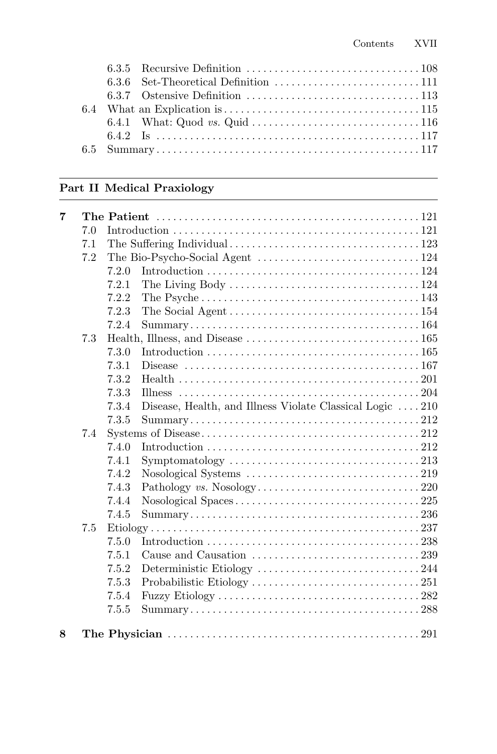6.3.5 Recursive Definition ... 108
6.3.6 Set-Theoretical Definition ... 111
6.3.7 Ostensive Definition ... 113
6.4 What an Explication is ... 115
6.4.1 What: Quod *vs.* Quid ... 116
6.4.2 Is ... 117
6.5 Summary ... 117

## Part II Medical Praxiology

**7 The Patient** ... 121
7.0 Introduction ... 121
7.1 The Suffering Individual ... 123
7.2 The Bio-Psycho-Social Agent ... 124
7.2.0 Introduction ... 124
7.2.1 The Living Body ... 124
7.2.2 The Psyche ... 143
7.2.3 The Social Agent ... 154
7.2.4 Summary ... 164
7.3 Health, Illness, and Disease ... 165
7.3.0 Introduction ... 165
7.3.1 Disease ... 167
7.3.2 Health ... 201
7.3.3 Illness ... 204
7.3.4 Disease, Health, and Illness Violate Classical Logic ... 210
7.3.5 Summary ... 212
7.4 Systems of Disease ... 212
7.4.0 Introduction ... 212
7.4.1 Symptomatology ... 213
7.4.2 Nosological Systems ... 219
7.4.3 Pathology *vs.* Nosology ... 220
7.4.4 Nosological Spaces ... 225
7.4.5 Summary ... 236
7.5 Etiology ... 237
7.5.0 Introduction ... 238
7.5.1 Cause and Causation ... 239
7.5.2 Deterministic Etiology ... 244
7.5.3 Probabilistic Etiology ... 251
7.5.4 Fuzzy Etiology ... 282
7.5.5 Summary ... 288

**8 The Physician** ... 291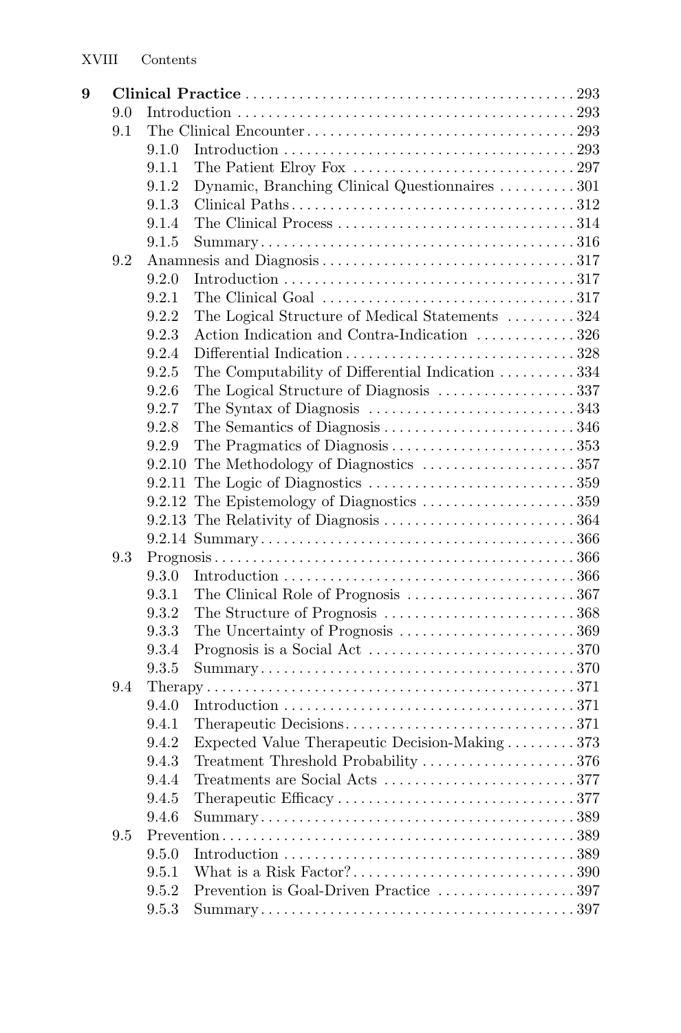**9 Clinical Practice** ... 293

- 9.0 Introduction ... 293
- 9.1 The Clinical Encounter ... 293
  - 9.1.0 Introduction ... 293
  - 9.1.1 The Patient Elroy Fox ... 297
  - 9.1.2 Dynamic, Branching Clinical Questionnaires ... 301
  - 9.1.3 Clinical Paths ... 312
  - 9.1.4 The Clinical Process ... 314
  - 9.1.5 Summary ... 316
- 9.2 Anamnesis and Diagnosis ... 317
  - 9.2.0 Introduction ... 317
  - 9.2.1 The Clinical Goal ... 317
  - 9.2.2 The Logical Structure of Medical Statements ... 324
  - 9.2.3 Action Indication and Contra-Indication ... 326
  - 9.2.4 Differential Indication ... 328
  - 9.2.5 The Computability of Differential Indication ... 334
  - 9.2.6 The Logical Structure of Diagnosis ... 337
  - 9.2.7 The Syntax of Diagnosis ... 343
  - 9.2.8 The Semantics of Diagnosis ... 346
  - 9.2.9 The Pragmatics of Diagnosis ... 353
  - 9.2.10 The Methodology of Diagnostics ... 357
  - 9.2.11 The Logic of Diagnostics ... 359
  - 9.2.12 The Epistemology of Diagnostics ... 359
  - 9.2.13 The Relativity of Diagnosis ... 364
  - 9.2.14 Summary ... 366
- 9.3 Prognosis ... 366
  - 9.3.0 Introduction ... 366
  - 9.3.1 The Clinical Role of Prognosis ... 367
  - 9.3.2 The Structure of Prognosis ... 368
  - 9.3.3 The Uncertainty of Prognosis ... 369
  - 9.3.4 Prognosis is a Social Act ... 370
  - 9.3.5 Summary ... 370
- 9.4 Therapy ... 371
  - 9.4.0 Introduction ... 371
  - 9.4.1 Therapeutic Decisions ... 371
  - 9.4.2 Expected Value Therapeutic Decision-Making ... 373
  - 9.4.3 Treatment Threshold Probability ... 376
  - 9.4.4 Treatments are Social Acts ... 377
  - 9.4.5 Therapeutic Efficacy ... 377
  - 9.4.6 Summary ... 389
- 9.5 Prevention ... 389
  - 9.5.0 Introduction ... 389
  - 9.5.1 What is a Risk Factor? ... 390
  - 9.5.2 Prevention is Goal-Driven Practice ... 397
  - 9.5.3 Summary ... 397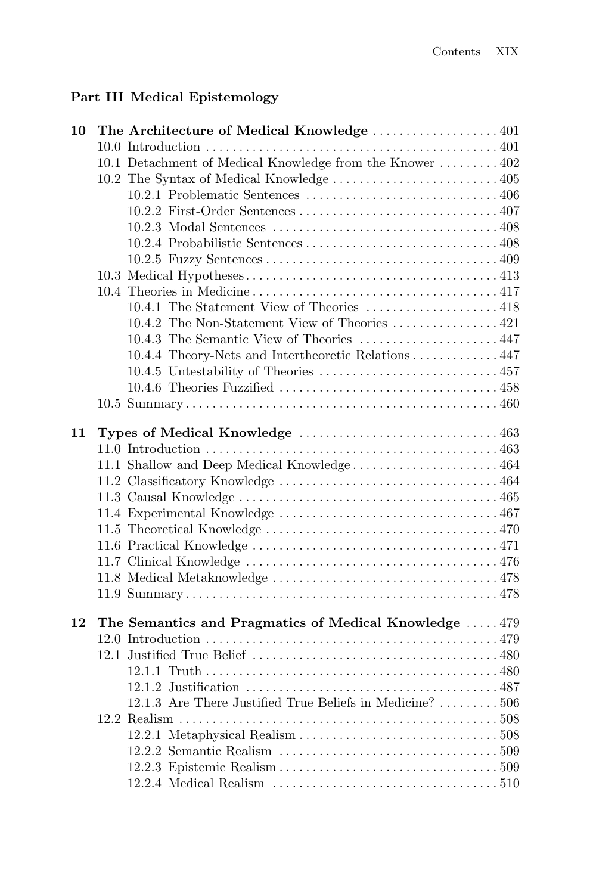## Part III Medical Epistemology

**10 The Architecture of Medical Knowledge** ... 401
- 10.0 Introduction ... 401
- 10.1 Detachment of Medical Knowledge from the Knower ... 402
- 10.2 The Syntax of Medical Knowledge ... 405
  - 10.2.1 Problematic Sentences ... 406
  - 10.2.2 First-Order Sentences ... 407
  - 10.2.3 Modal Sentences ... 408
  - 10.2.4 Probabilistic Sentences ... 408
  - 10.2.5 Fuzzy Sentences ... 409
- 10.3 Medical Hypotheses ... 413
- 10.4 Theories in Medicine ... 417
  - 10.4.1 The Statement View of Theories ... 418
  - 10.4.2 The Non-Statement View of Theories ... 421
  - 10.4.3 The Semantic View of Theories ... 447
  - 10.4.4 Theory-Nets and Intertheoretic Relations ... 447
  - 10.4.5 Untestability of Theories ... 457
  - 10.4.6 Theories Fuzzified ... 458
- 10.5 Summary ... 460

**11 Types of Medical Knowledge** ... 463
- 11.0 Introduction ... 463
- 11.1 Shallow and Deep Medical Knowledge ... 464
- 11.2 Classificatory Knowledge ... 464
- 11.3 Causal Knowledge ... 465
- 11.4 Experimental Knowledge ... 467
- 11.5 Theoretical Knowledge ... 470
- 11.6 Practical Knowledge ... 471
- 11.7 Clinical Knowledge ... 476
- 11.8 Medical Metaknowledge ... 478
- 11.9 Summary ... 478

**12 The Semantics and Pragmatics of Medical Knowledge** ... 479
- 12.0 Introduction ... 479
- 12.1 Justified True Belief ... 480
  - 12.1.1 Truth ... 480
  - 12.1.2 Justification ... 487
  - 12.1.3 Are There Justified True Beliefs in Medicine? ... 506
- 12.2 Realism ... 508
  - 12.2.1 Metaphysical Realism ... 508
  - 12.2.2 Semantic Realism ... 509
  - 12.2.3 Epistemic Realism ... 509
  - 12.2.4 Medical Realism ... 510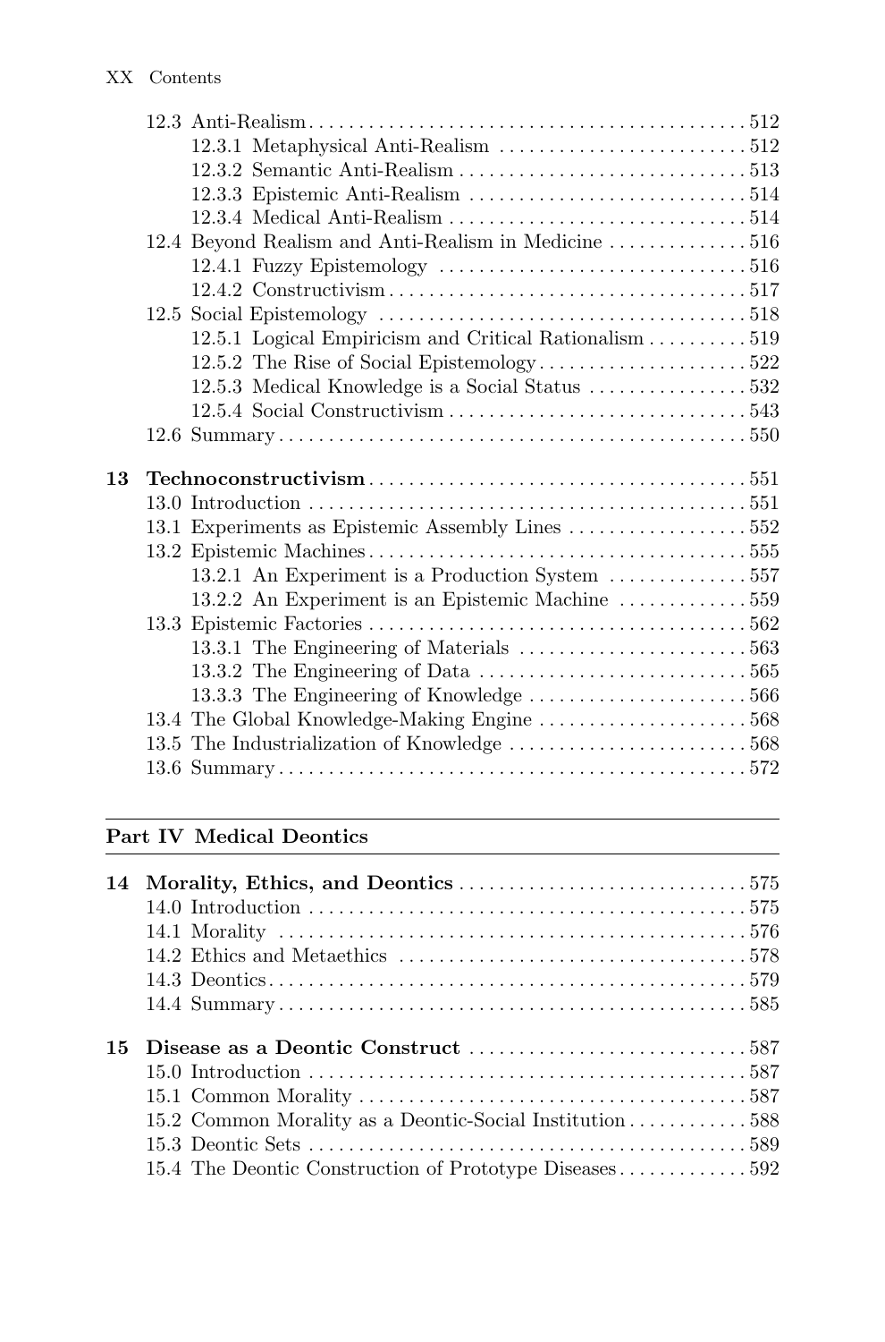12.3 Anti-Realism ... 512
  12.3.1 Metaphysical Anti-Realism ... 512
  12.3.2 Semantic Anti-Realism ... 513
  12.3.3 Epistemic Anti-Realism ... 514
  12.3.4 Medical Anti-Realism ... 514
12.4 Beyond Realism and Anti-Realism in Medicine ... 516
  12.4.1 Fuzzy Epistemology ... 516
  12.4.2 Constructivism ... 517
12.5 Social Epistemology ... 518
  12.5.1 Logical Empiricism and Critical Rationalism ... 519
  12.5.2 The Rise of Social Epistemology ... 522
  12.5.3 Medical Knowledge is a Social Status ... 532
  12.5.4 Social Constructivism ... 543
12.6 Summary ... 550

**13 Technoconstructivism** ... 551
13.0 Introduction ... 551
13.1 Experiments as Epistemic Assembly Lines ... 552
13.2 Epistemic Machines ... 555
  13.2.1 An Experiment is a Production System ... 557
  13.2.2 An Experiment is an Epistemic Machine ... 559
13.3 Epistemic Factories ... 562
  13.3.1 The Engineering of Materials ... 563
  13.3.2 The Engineering of Data ... 565
  13.3.3 The Engineering of Knowledge ... 566
13.4 The Global Knowledge-Making Engine ... 568
13.5 The Industrialization of Knowledge ... 568
13.6 Summary ... 572

## Part IV Medical Deontics

**14 Morality, Ethics, and Deontics** ... 575
14.0 Introduction ... 575
14.1 Morality ... 576
14.2 Ethics and Metaethics ... 578
14.3 Deontics ... 579
14.4 Summary ... 585

**15 Disease as a Deontic Construct** ... 587
15.0 Introduction ... 587
15.1 Common Morality ... 587
15.2 Common Morality as a Deontic-Social Institution ... 588
15.3 Deontic Sets ... 589
15.4 The Deontic Construction of Prototype Diseases ... 592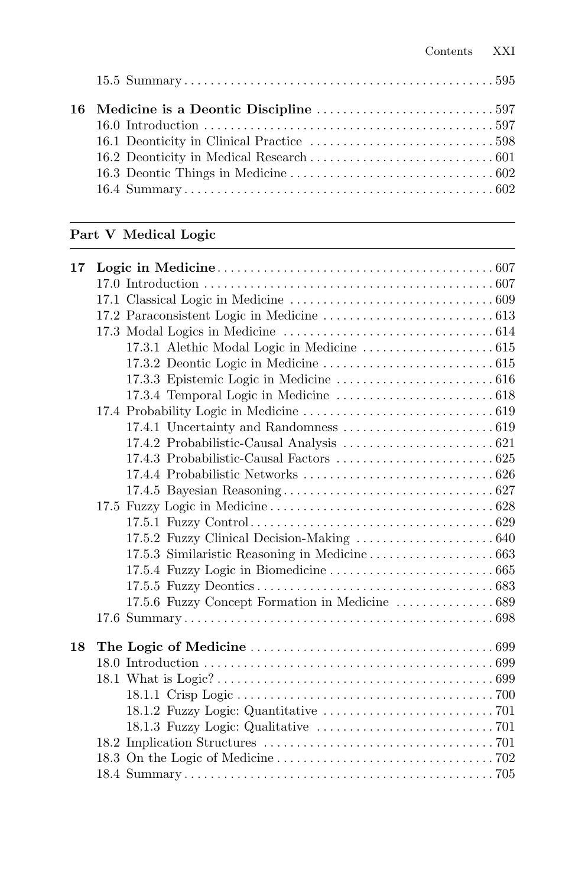15.5 Summary ... 595

**16 Medicine is a Deontic Discipline** ... 597
16.0 Introduction ... 597
16.1 Deonticity in Clinical Practice ... 598
16.2 Deonticity in Medical Research ... 601
16.3 Deontic Things in Medicine ... 602
16.4 Summary ... 602

## Part V Medical Logic

**17 Logic in Medicine** ... 607
17.0 Introduction ... 607
17.1 Classical Logic in Medicine ... 609
17.2 Paraconsistent Logic in Medicine ... 613
17.3 Modal Logics in Medicine ... 614
  17.3.1 Alethic Modal Logic in Medicine ... 615
  17.3.2 Deontic Logic in Medicine ... 615
  17.3.3 Epistemic Logic in Medicine ... 616
  17.3.4 Temporal Logic in Medicine ... 618
17.4 Probability Logic in Medicine ... 619
  17.4.1 Uncertainty and Randomness ... 619
  17.4.2 Probabilistic-Causal Analysis ... 621
  17.4.3 Probabilistic-Causal Factors ... 625
  17.4.4 Probabilistic Networks ... 626
  17.4.5 Bayesian Reasoning ... 627
17.5 Fuzzy Logic in Medicine ... 628
  17.5.1 Fuzzy Control ... 629
  17.5.2 Fuzzy Clinical Decision-Making ... 640
  17.5.3 Similaristic Reasoning in Medicine ... 663
  17.5.4 Fuzzy Logic in Biomedicine ... 665
  17.5.5 Fuzzy Deontics ... 683
  17.5.6 Fuzzy Concept Formation in Medicine ... 689
17.6 Summary ... 698

**18 The Logic of Medicine** ... 699
18.0 Introduction ... 699
18.1 What is Logic? ... 699
  18.1.1 Crisp Logic ... 700
  18.1.2 Fuzzy Logic: Quantitative ... 701
  18.1.3 Fuzzy Logic: Qualitative ... 701
18.2 Implication Structures ... 701
18.3 On the Logic of Medicine ... 702
18.4 Summary ... 705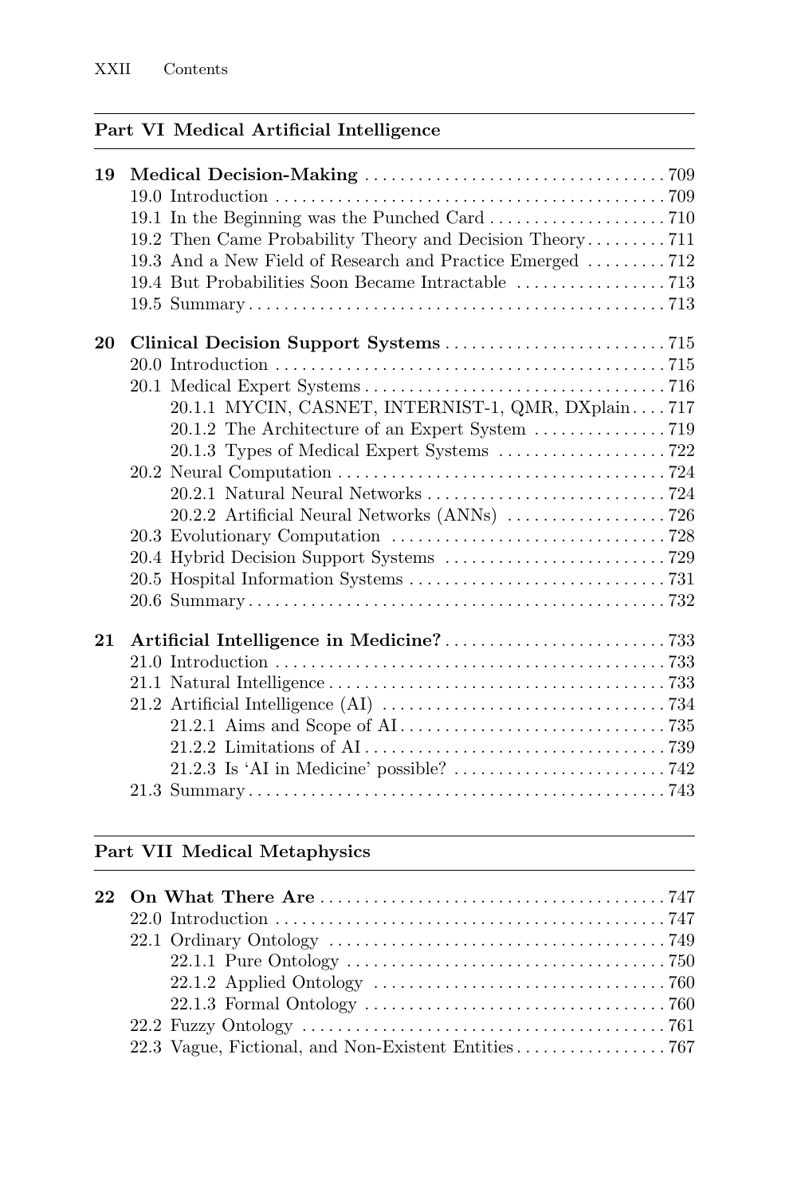## Part VI Medical Artificial Intelligence

**19 Medical Decision-Making** . . . 709
- 19.0 Introduction . . . 709
- 19.1 In the Beginning was the Punched Card . . . 710
- 19.2 Then Came Probability Theory and Decision Theory . . . 711
- 19.3 And a New Field of Research and Practice Emerged . . . 712
- 19.4 But Probabilities Soon Became Intractable . . . 713
- 19.5 Summary . . . 713

**20 Clinical Decision Support Systems** . . . 715
- 20.0 Introduction . . . 715
- 20.1 Medical Expert Systems . . . 716
  - 20.1.1 MYCIN, CASNET, INTERNIST-1, QMR, DXplain . . . 717
  - 20.1.2 The Architecture of an Expert System . . . 719
  - 20.1.3 Types of Medical Expert Systems . . . 722
- 20.2 Neural Computation . . . 724
  - 20.2.1 Natural Neural Networks . . . 724
  - 20.2.2 Artificial Neural Networks (ANNs) . . . 726
- 20.3 Evolutionary Computation . . . 728
- 20.4 Hybrid Decision Support Systems . . . 729
- 20.5 Hospital Information Systems . . . 731
- 20.6 Summary . . . 732

**21 Artificial Intelligence in Medicine?** . . . 733
- 21.0 Introduction . . . 733
- 21.1 Natural Intelligence . . . 733
- 21.2 Artificial Intelligence (AI) . . . 734
  - 21.2.1 Aims and Scope of AI . . . 735
  - 21.2.2 Limitations of AI . . . 739
  - 21.2.3 Is 'AI in Medicine' possible? . . . 742
- 21.3 Summary . . . 743

## Part VII Medical Metaphysics

**22 On What There Are** . . . 747
- 22.0 Introduction . . . 747
- 22.1 Ordinary Ontology . . . 749
  - 22.1.1 Pure Ontology . . . 750
  - 22.1.2 Applied Ontology . . . 760
  - 22.1.3 Formal Ontology . . . 760
- 22.2 Fuzzy Ontology . . . 761
- 22.3 Vague, Fictional, and Non-Existent Entities . . . 767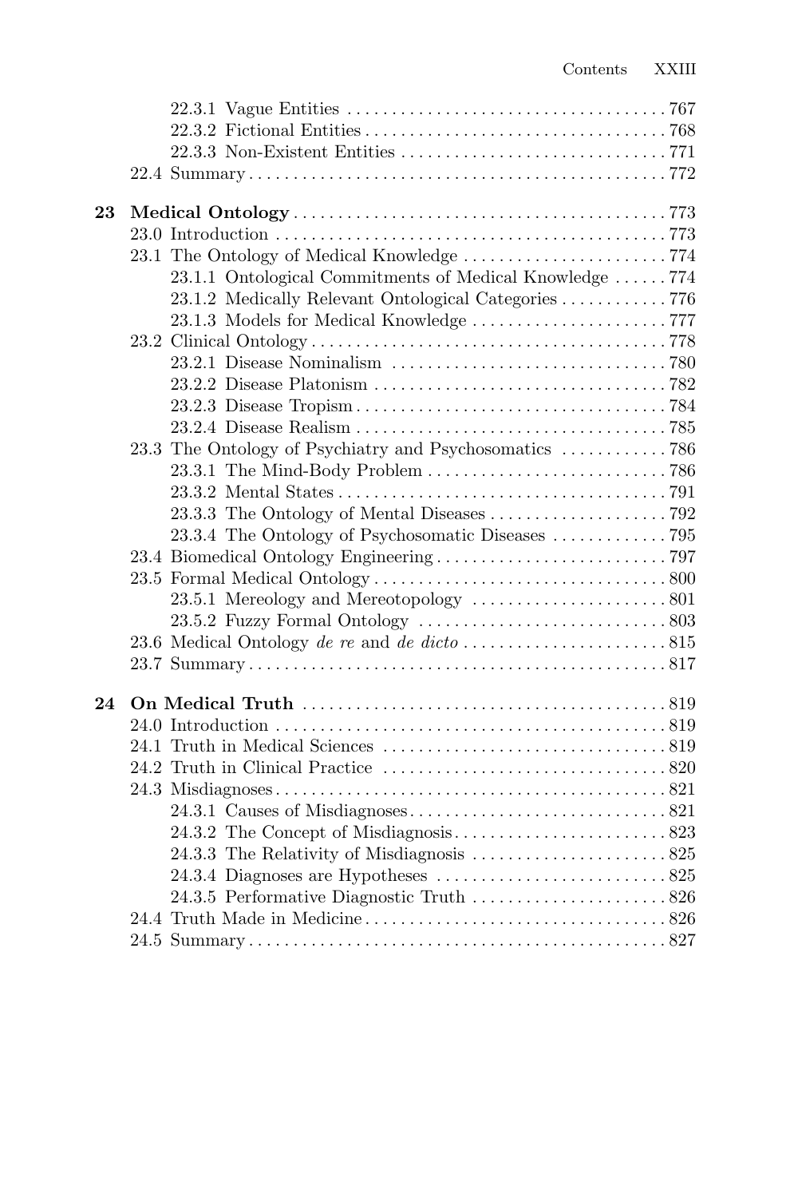22.3.1 Vague Entities . . . . . . . . . . . . . . . . . . . . . . . . . . . . . . . . . . . . 767
22.3.2 Fictional Entities . . . . . . . . . . . . . . . . . . . . . . . . . . . . . . . . . . 768
22.3.3 Non-Existent Entities . . . . . . . . . . . . . . . . . . . . . . . . . . . . . . 771
22.4 Summary . . . . . . . . . . . . . . . . . . . . . . . . . . . . . . . . . . . . . . . . . . . . . . . 772

**23 Medical Ontology** . . . . . . . . . . . . . . . . . . . . . . . . . . . . . . . . . . . . . . . . . 773
23.0 Introduction . . . . . . . . . . . . . . . . . . . . . . . . . . . . . . . . . . . . . . . . . . . . 773
23.1 The Ontology of Medical Knowledge . . . . . . . . . . . . . . . . . . . . . . . 774
23.1.1 Ontological Commitments of Medical Knowledge . . . . . . 774
23.1.2 Medically Relevant Ontological Categories . . . . . . . . . . . . 776
23.1.3 Models for Medical Knowledge . . . . . . . . . . . . . . . . . . . . . . 777
23.2 Clinical Ontology . . . . . . . . . . . . . . . . . . . . . . . . . . . . . . . . . . . . . . . . 778
23.2.1 Disease Nominalism . . . . . . . . . . . . . . . . . . . . . . . . . . . . . . . 780
23.2.2 Disease Platonism . . . . . . . . . . . . . . . . . . . . . . . . . . . . . . . . . 782
23.2.3 Disease Tropism . . . . . . . . . . . . . . . . . . . . . . . . . . . . . . . . . . . 784
23.2.4 Disease Realism . . . . . . . . . . . . . . . . . . . . . . . . . . . . . . . . . . . 785
23.3 The Ontology of Psychiatry and Psychosomatics . . . . . . . . . . . . 786
23.3.1 The Mind-Body Problem . . . . . . . . . . . . . . . . . . . . . . . . . . . 786
23.3.2 Mental States . . . . . . . . . . . . . . . . . . . . . . . . . . . . . . . . . . . . . 791
23.3.3 The Ontology of Mental Diseases . . . . . . . . . . . . . . . . . . . . 792
23.3.4 The Ontology of Psychosomatic Diseases . . . . . . . . . . . . . 795
23.4 Biomedical Ontology Engineering . . . . . . . . . . . . . . . . . . . . . . . . . . 797
23.5 Formal Medical Ontology . . . . . . . . . . . . . . . . . . . . . . . . . . . . . . . . . 800
23.5.1 Mereology and Mereotopology . . . . . . . . . . . . . . . . . . . . . . 801
23.5.2 Fuzzy Formal Ontology . . . . . . . . . . . . . . . . . . . . . . . . . . . . 803
23.6 Medical Ontology *de re* and *de dicto* . . . . . . . . . . . . . . . . . . . . . . . 815
23.7 Summary . . . . . . . . . . . . . . . . . . . . . . . . . . . . . . . . . . . . . . . . . . . . . . . 817

**24 On Medical Truth** . . . . . . . . . . . . . . . . . . . . . . . . . . . . . . . . . . . . . . . . . 819
24.0 Introduction . . . . . . . . . . . . . . . . . . . . . . . . . . . . . . . . . . . . . . . . . . . . 819
24.1 Truth in Medical Sciences . . . . . . . . . . . . . . . . . . . . . . . . . . . . . . . . 819
24.2 Truth in Clinical Practice . . . . . . . . . . . . . . . . . . . . . . . . . . . . . . . . 820
24.3 Misdiagnoses . . . . . . . . . . . . . . . . . . . . . . . . . . . . . . . . . . . . . . . . . . . . 821
24.3.1 Causes of Misdiagnoses . . . . . . . . . . . . . . . . . . . . . . . . . . . . . 821
24.3.2 The Concept of Misdiagnosis . . . . . . . . . . . . . . . . . . . . . . . . 823
24.3.3 The Relativity of Misdiagnosis . . . . . . . . . . . . . . . . . . . . . . 825
24.3.4 Diagnoses are Hypotheses . . . . . . . . . . . . . . . . . . . . . . . . . . 825
24.3.5 Performative Diagnostic Truth . . . . . . . . . . . . . . . . . . . . . . 826
24.4 Truth Made in Medicine . . . . . . . . . . . . . . . . . . . . . . . . . . . . . . . . . . 826
24.5 Summary . . . . . . . . . . . . . . . . . . . . . . . . . . . . . . . . . . . . . . . . . . . . . . . 827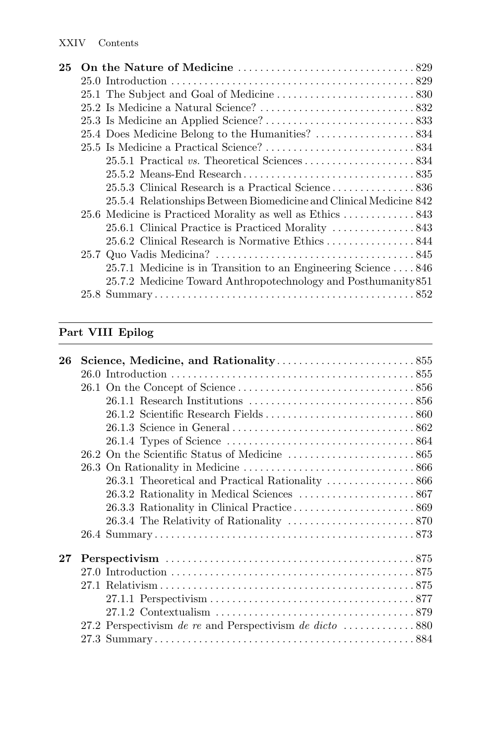**25 On the Nature of Medicine** ... 829

- 25.0 Introduction ... 829
- 25.1 The Subject and Goal of Medicine ... 830
- 25.2 Is Medicine a Natural Science? ... 832
- 25.3 Is Medicine an Applied Science? ... 833
- 25.4 Does Medicine Belong to the Humanities? ... 834
- 25.5 Is Medicine a Practical Science? ... 834
  - 25.5.1 Practical *vs.* Theoretical Sciences ... 834
  - 25.5.2 Means-End Research ... 835
  - 25.5.3 Clinical Research is a Practical Science ... 836
  - 25.5.4 Relationships Between Biomedicine and Clinical Medicine 842
- 25.6 Medicine is Practiced Morality as well as Ethics ... 843
  - 25.6.1 Clinical Practice is Practiced Morality ... 843
  - 25.6.2 Clinical Research is Normative Ethics ... 844
- 25.7 Quo Vadis Medicina? ... 845
  - 25.7.1 Medicine is in Transition to an Engineering Science ... 846
  - 25.7.2 Medicine Toward Anthropotechnology and Posthumanity 851
- 25.8 Summary ... 852

## Part VIII Epilog

**26 Science, Medicine, and Rationality** ... 855

- 26.0 Introduction ... 855
- 26.1 On the Concept of Science ... 856
  - 26.1.1 Research Institutions ... 856
  - 26.1.2 Scientific Research Fields ... 860
  - 26.1.3 Science in General ... 862
  - 26.1.4 Types of Science ... 864
- 26.2 On the Scientific Status of Medicine ... 865
- 26.3 On Rationality in Medicine ... 866
  - 26.3.1 Theoretical and Practical Rationality ... 866
  - 26.3.2 Rationality in Medical Sciences ... 867
  - 26.3.3 Rationality in Clinical Practice ... 869
  - 26.3.4 The Relativity of Rationality ... 870
- 26.4 Summary ... 873

**27 Perspectivism** ... 875

- 27.0 Introduction ... 875
- 27.1 Relativism ... 875
  - 27.1.1 Perspectivism ... 877
  - 27.1.2 Contextualism ... 879
- 27.2 Perspectivism *de re* and Perspectivism *de dicto* ... 880
- 27.3 Summary ... 884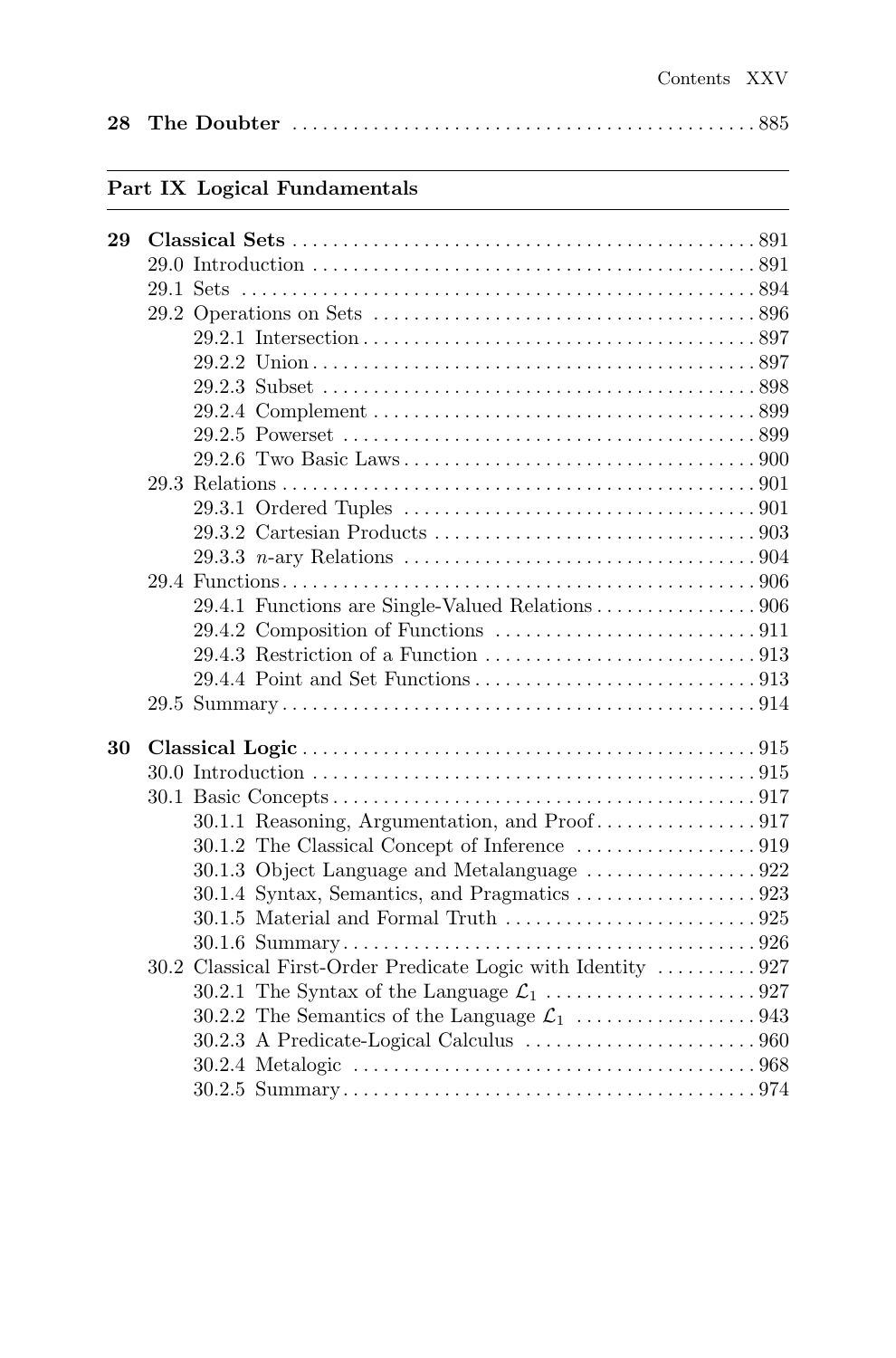**28 The Doubter** .......... 885

## Part IX Logical Fundamentals

**29 Classical Sets** .......... 891
- 29.0 Introduction .......... 891
- 29.1 Sets .......... 894
- 29.2 Operations on Sets .......... 896
  - 29.2.1 Intersection .......... 897
  - 29.2.2 Union .......... 897
  - 29.2.3 Subset .......... 898
  - 29.2.4 Complement .......... 899
  - 29.2.5 Powerset .......... 899
  - 29.2.6 Two Basic Laws .......... 900
- 29.3 Relations .......... 901
  - 29.3.1 Ordered Tuples .......... 901
  - 29.3.2 Cartesian Products .......... 903
  - 29.3.3 $n$-ary Relations .......... 904
- 29.4 Functions .......... 906
  - 29.4.1 Functions are Single-Valued Relations .......... 906
  - 29.4.2 Composition of Functions .......... 911
  - 29.4.3 Restriction of a Function .......... 913
  - 29.4.4 Point and Set Functions .......... 913
- 29.5 Summary .......... 914

**30 Classical Logic** .......... 915
- 30.0 Introduction .......... 915
- 30.1 Basic Concepts .......... 917
  - 30.1.1 Reasoning, Argumentation, and Proof .......... 917
  - 30.1.2 The Classical Concept of Inference .......... 919
  - 30.1.3 Object Language and Metalanguage .......... 922
  - 30.1.4 Syntax, Semantics, and Pragmatics .......... 923
  - 30.1.5 Material and Formal Truth .......... 925
  - 30.1.6 Summary .......... 926
- 30.2 Classical First-Order Predicate Logic with Identity .......... 927
  - 30.2.1 The Syntax of the Language $\mathcal{L}_1$ .......... 927
  - 30.2.2 The Semantics of the Language $\mathcal{L}_1$ .......... 943
  - 30.2.3 A Predicate-Logical Calculus .......... 960
  - 30.2.4 Metalogic .......... 968
  - 30.2.5 Summary .......... 974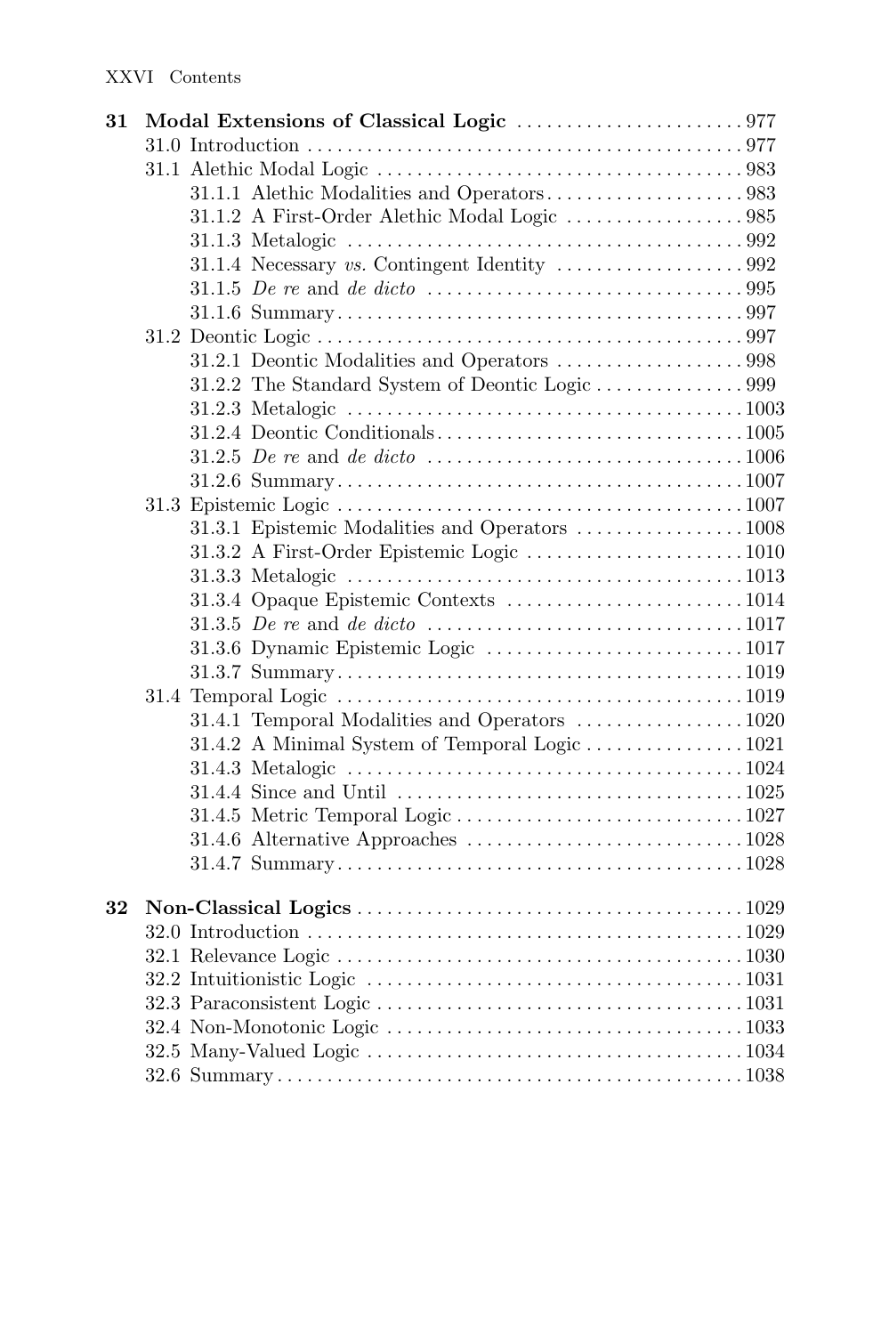**31 Modal Extensions of Classical Logic** ........................ 977

- 31.0 Introduction ........................ 977
- 31.1 Alethic Modal Logic ........................ 983
  - 31.1.1 Alethic Modalities and Operators ........................ 983
  - 31.1.2 A First-Order Alethic Modal Logic ........................ 985
  - 31.1.3 Metalogic ........................ 992
  - 31.1.4 Necessary *vs.* Contingent Identity ........................ 992
  - 31.1.5 *De re* and *de dicto* ........................ 995
  - 31.1.6 Summary ........................ 997
- 31.2 Deontic Logic ........................ 997
  - 31.2.1 Deontic Modalities and Operators ........................ 998
  - 31.2.2 The Standard System of Deontic Logic ........................ 999
  - 31.2.3 Metalogic ........................ 1003
  - 31.2.4 Deontic Conditionals ........................ 1005
  - 31.2.5 *De re* and *de dicto* ........................ 1006
  - 31.2.6 Summary ........................ 1007
- 31.3 Epistemic Logic ........................ 1007
  - 31.3.1 Epistemic Modalities and Operators ........................ 1008
  - 31.3.2 A First-Order Epistemic Logic ........................ 1010
  - 31.3.3 Metalogic ........................ 1013
  - 31.3.4 Opaque Epistemic Contexts ........................ 1014
  - 31.3.5 *De re* and *de dicto* ........................ 1017
  - 31.3.6 Dynamic Epistemic Logic ........................ 1017
  - 31.3.7 Summary ........................ 1019
- 31.4 Temporal Logic ........................ 1019
  - 31.4.1 Temporal Modalities and Operators ........................ 1020
  - 31.4.2 A Minimal System of Temporal Logic ........................ 1021
  - 31.4.3 Metalogic ........................ 1024
  - 31.4.4 Since and Until ........................ 1025
  - 31.4.5 Metric Temporal Logic ........................ 1027
  - 31.4.6 Alternative Approaches ........................ 1028
  - 31.4.7 Summary ........................ 1028

**32 Non-Classical Logics** ........................ 1029

- 32.0 Introduction ........................ 1029
- 32.1 Relevance Logic ........................ 1030
- 32.2 Intuitionistic Logic ........................ 1031
- 32.3 Paraconsistent Logic ........................ 1031
- 32.4 Non-Monotonic Logic ........................ 1033
- 32.5 Many-Valued Logic ........................ 1034
- 32.6 Summary ........................ 1038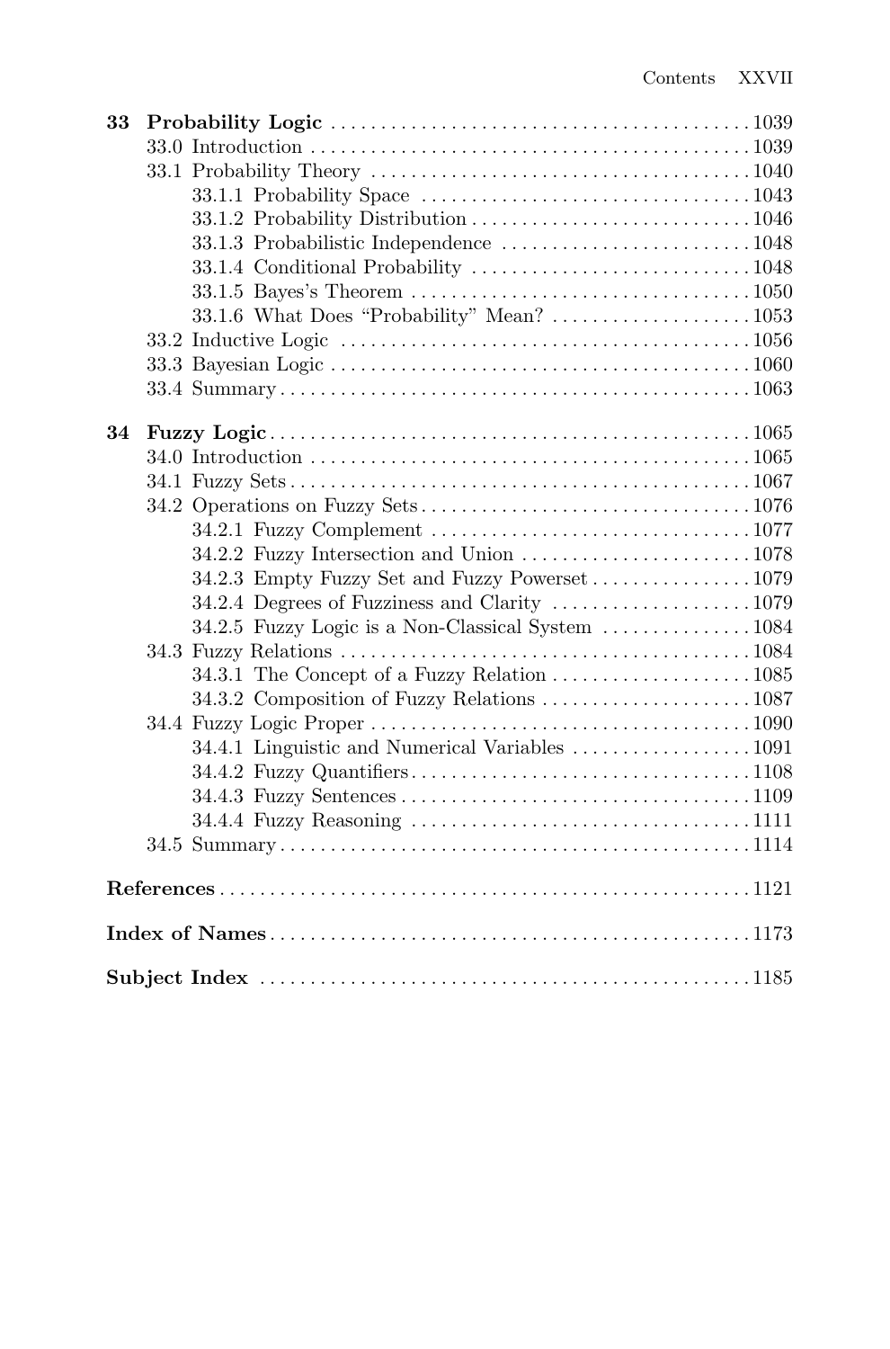**33 Probability Logic** .......... 1039

- 33.0 Introduction .......... 1039
- 33.1 Probability Theory .......... 1040
  - 33.1.1 Probability Space .......... 1043
  - 33.1.2 Probability Distribution .......... 1046
  - 33.1.3 Probabilistic Independence .......... 1048
  - 33.1.4 Conditional Probability .......... 1048
  - 33.1.5 Bayes's Theorem .......... 1050
  - 33.1.6 What Does "Probability" Mean? .......... 1053
- 33.2 Inductive Logic .......... 1056
- 33.3 Bayesian Logic .......... 1060
- 33.4 Summary .......... 1063

**34 Fuzzy Logic** .......... 1065

- 34.0 Introduction .......... 1065
- 34.1 Fuzzy Sets .......... 1067
- 34.2 Operations on Fuzzy Sets .......... 1076
  - 34.2.1 Fuzzy Complement .......... 1077
  - 34.2.2 Fuzzy Intersection and Union .......... 1078
  - 34.2.3 Empty Fuzzy Set and Fuzzy Powerset .......... 1079
  - 34.2.4 Degrees of Fuzziness and Clarity .......... 1079
  - 34.2.5 Fuzzy Logic is a Non-Classical System .......... 1084
- 34.3 Fuzzy Relations .......... 1084
  - 34.3.1 The Concept of a Fuzzy Relation .......... 1085
  - 34.3.2 Composition of Fuzzy Relations .......... 1087
- 34.4 Fuzzy Logic Proper .......... 1090
  - 34.4.1 Linguistic and Numerical Variables .......... 1091
  - 34.4.2 Fuzzy Quantifiers .......... 1108
  - 34.4.3 Fuzzy Sentences .......... 1109
  - 34.4.4 Fuzzy Reasoning .......... 1111
- 34.5 Summary .......... 1114

**References** .......... 1121

**Index of Names** .......... 1173

**Subject Index** .......... 1185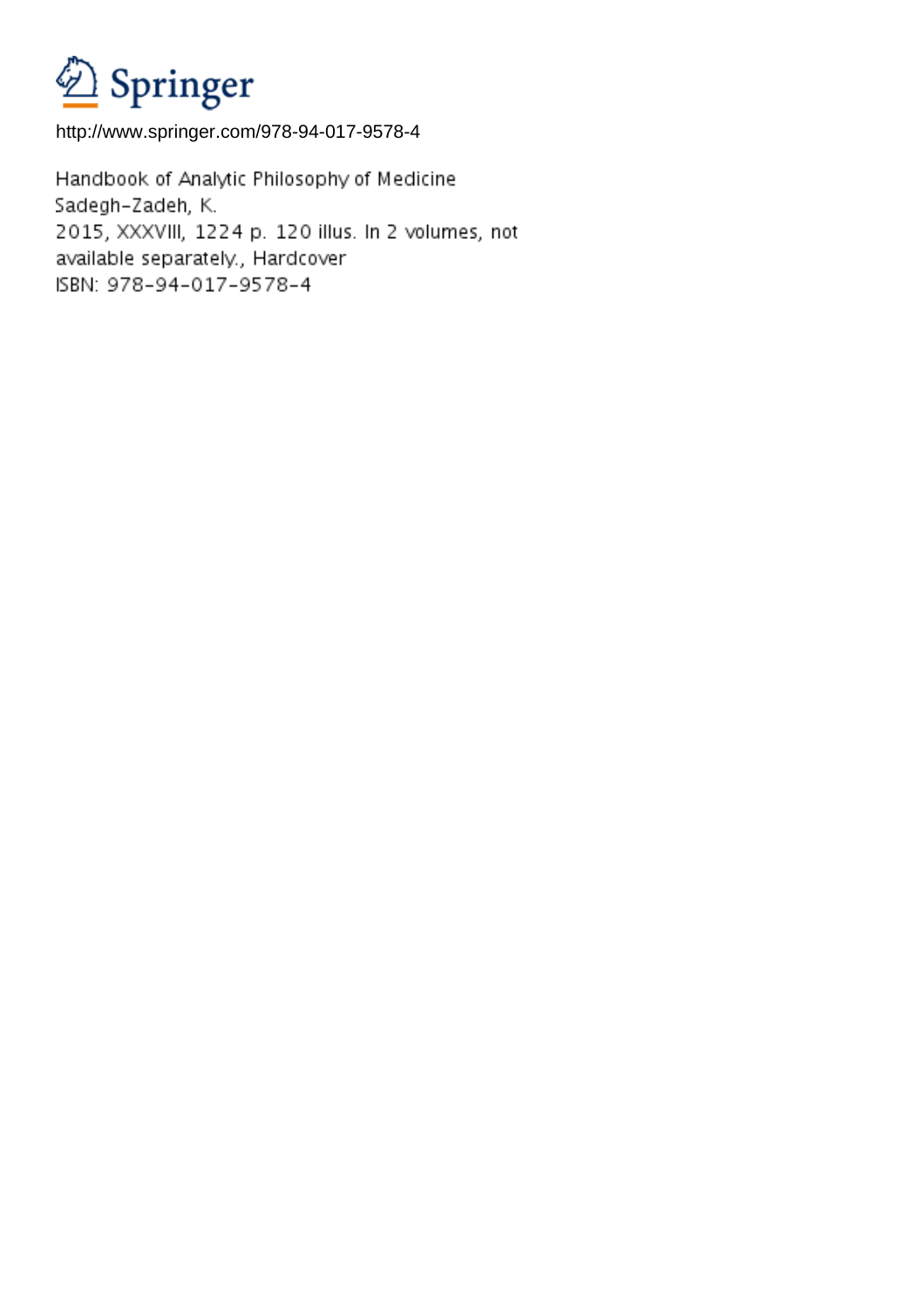Springer

http://www.springer.com/978-94-017-9578-4

Handbook of Analytic Philosophy of Medicine
Sadegh-Zadeh, K.
2015, XXXVIII, 1224 p. 120 illus. In 2 volumes, not available separately., Hardcover
ISBN: 978-94-017-9578-4